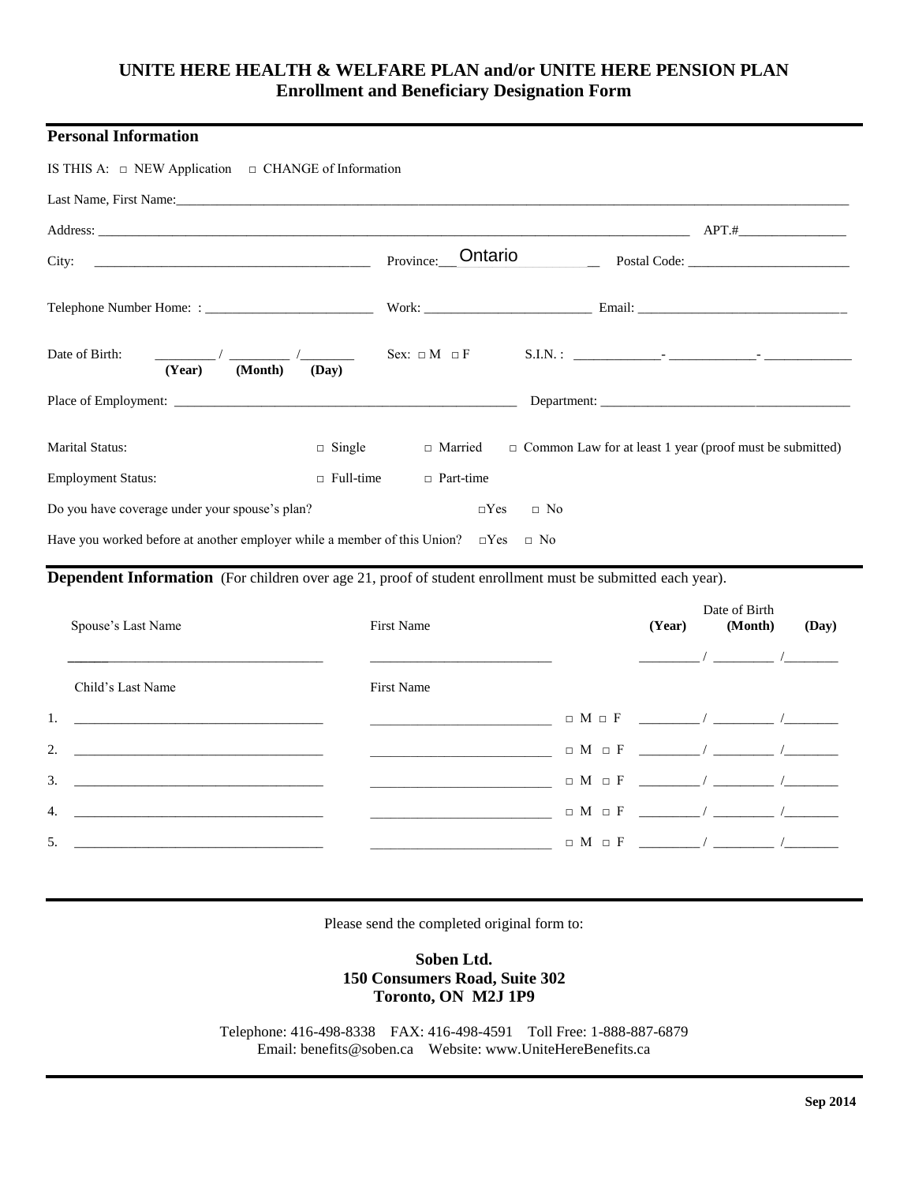**UNITE HERE HEALTH & WELFARE PLAN and/or UNITE HERE PENSION PLAN**
**Enrollment and Beneficiary Designation Form**

## Personal Information

IS THIS A: □ NEW Application □ CHANGE of Information

Last Name, First Name:________________________________________________________________________________________________

Address: ________________________________________________________________________________ APT.#________________

City: ________________________________________ Province:__ Ontario __ Postal Code: ________________________

Telephone Number Home: : ________________________ Work: ________________________ Email: ______________________________

Date of Birth: _________ / _________ /________ (Year) (Month) (Day) Sex: □ M □ F S.I.N. : _____________- _____________- _____________

Place of Employment: ____________________________________________________ Department: ____________________________________

Marital Status: □ Single □ Married □ Common Law for at least 1 year (proof must be submitted)

Employment Status: □ Full-time □ Part-time

Do you have coverage under your spouse's plan? □Yes □ No

Have you worked before at another employer while a member of this Union? □Yes □ No

## Dependent Information (For children over age 21, proof of student enrollment must be submitted each year).

| | Spouse's Last Name | First Name | | Date of Birth (Year) / (Month) / (Day) |
|---|---|---|---|---|
| | ______________________ | ______________________ | | _______ / _______ / _______ |

| | Child's Last Name | First Name | Sex | Date of Birth (Year) / (Month) / (Day) |
|---|---|---|---|---|
| 1. | ______________________ | ______________________ | □ M □ F | _______ / _______ / _______ |
| 2. | ______________________ | ______________________ | □ M □ F | _______ / _______ / _______ |
| 3. | ______________________ | ______________________ | □ M □ F | _______ / _______ / _______ |
| 4. | ______________________ | ______________________ | □ M □ F | _______ / _______ / _______ |
| 5. | ______________________ | ______________________ | □ M □ F | _______ / _______ / _______ |

Please send the completed original form to:

**Soben Ltd.**
**150 Consumers Road, Suite 302**
**Toronto, ON M2J 1P9**

Telephone: 416-498-8338 FAX: 416-498-4591 Toll Free: 1-888-887-6879
Email: benefits@soben.ca Website: www.UniteHereBenefits.ca

**Sep 2014**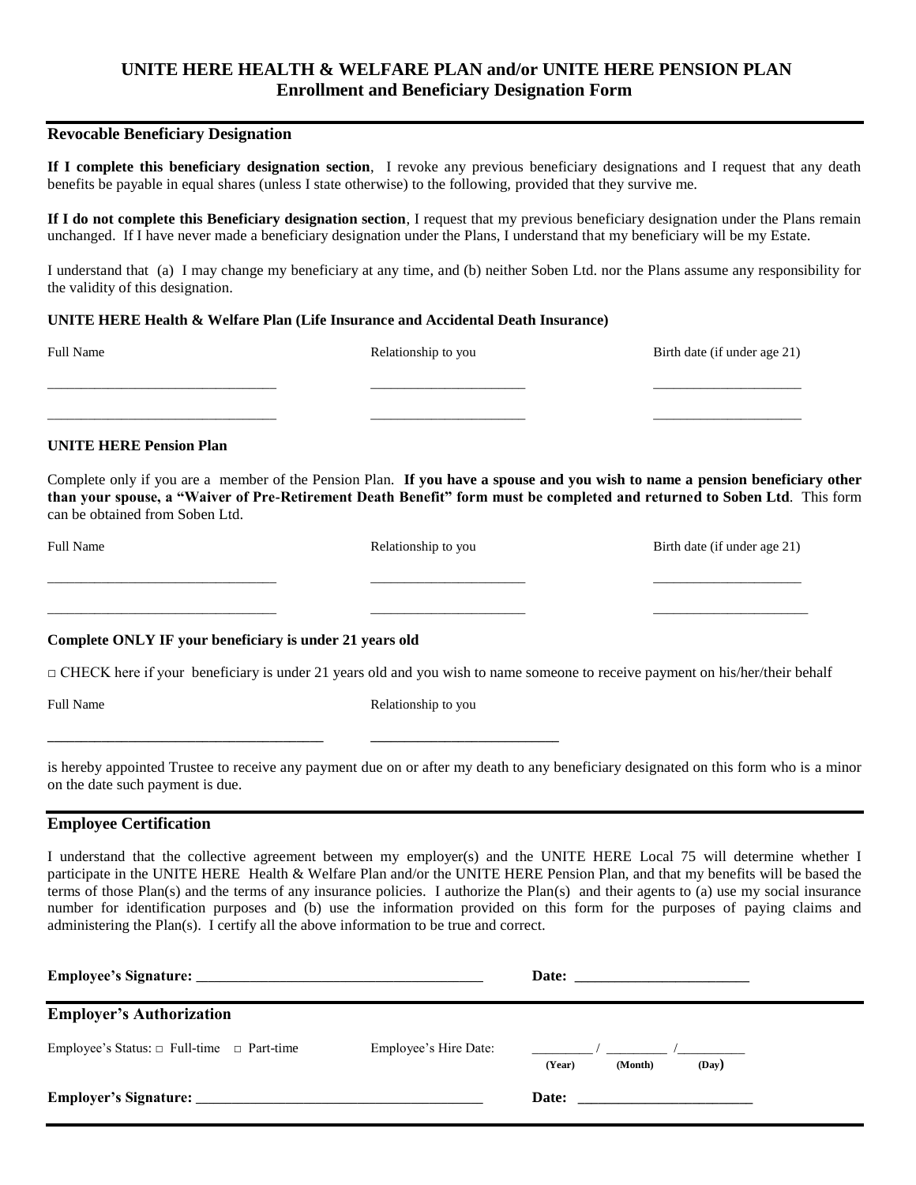# UNITE HERE HEALTH & WELFARE PLAN and/or UNITE HERE PENSION PLAN
## Enrollment and Beneficiary Designation Form

---

### Revocable Beneficiary Designation

**If I complete this beneficiary designation section**, I revoke any previous beneficiary designations and I request that any death benefits be payable in equal shares (unless I state otherwise) to the following, provided that they survive me.

**If I do not complete this Beneficiary designation section**, I request that my previous beneficiary designation under the Plans remain unchanged. If I have never made a beneficiary designation under the Plans, I understand that my beneficiary will be my Estate.

I understand that (a) I may change my beneficiary at any time, and (b) neither Soben Ltd. nor the Plans assume any responsibility for the validity of this designation.

**UNITE HERE Health & Welfare Plan (Life Insurance and Accidental Death Insurance)**

| Full Name | Relationship to you | Birth date (if under age 21) |
|---|---|---|
| ______________________________ | ____________________ | ____________________ |
| ______________________________ | ____________________ | ____________________ |

**UNITE HERE Pension Plan**

Complete only if you are a member of the Pension Plan. **If you have a spouse and you wish to name a pension beneficiary other than your spouse, a "Waiver of Pre-Retirement Death Benefit" form must be completed and returned to Soben Ltd**. This form can be obtained from Soben Ltd.

| Full Name | Relationship to you | Birth date (if under age 21) |
|---|---|---|
| ______________________________ | ____________________ | ____________________ |
| ______________________________ | ____________________ | ____________________ |

**Complete ONLY IF your beneficiary is under 21 years old**

□ CHECK here if your beneficiary is under 21 years old and you wish to name someone to receive payment on his/her/their behalf

| Full Name | Relationship to you |
|---|---|
| ____________________________________ | ________________________ |

is hereby appointed Trustee to receive any payment due on or after my death to any beneficiary designated on this form who is a minor on the date such payment is due.

---

### Employee Certification

I understand that the collective agreement between my employer(s) and the UNITE HERE Local 75 will determine whether I participate in the UNITE HERE Health & Welfare Plan and/or the UNITE HERE Pension Plan, and that my benefits will be based the terms of those Plan(s) and the terms of any insurance policies. I authorize the Plan(s) and their agents to (a) use my social insurance number for identification purposes and (b) use the information provided on this form for the purposes of paying claims and administering the Plan(s). I certify all the above information to be true and correct.

**Employee's Signature:** ______________________________________ **Date:** ______________________

---

### Employer's Authorization

Employee's Status: □ Full-time □ Part-time Employee's Hire Date: ________ / ________ / ________
(Year) (Month) (Day)

**Employer's Signature:** ______________________________________ **Date:** ______________________